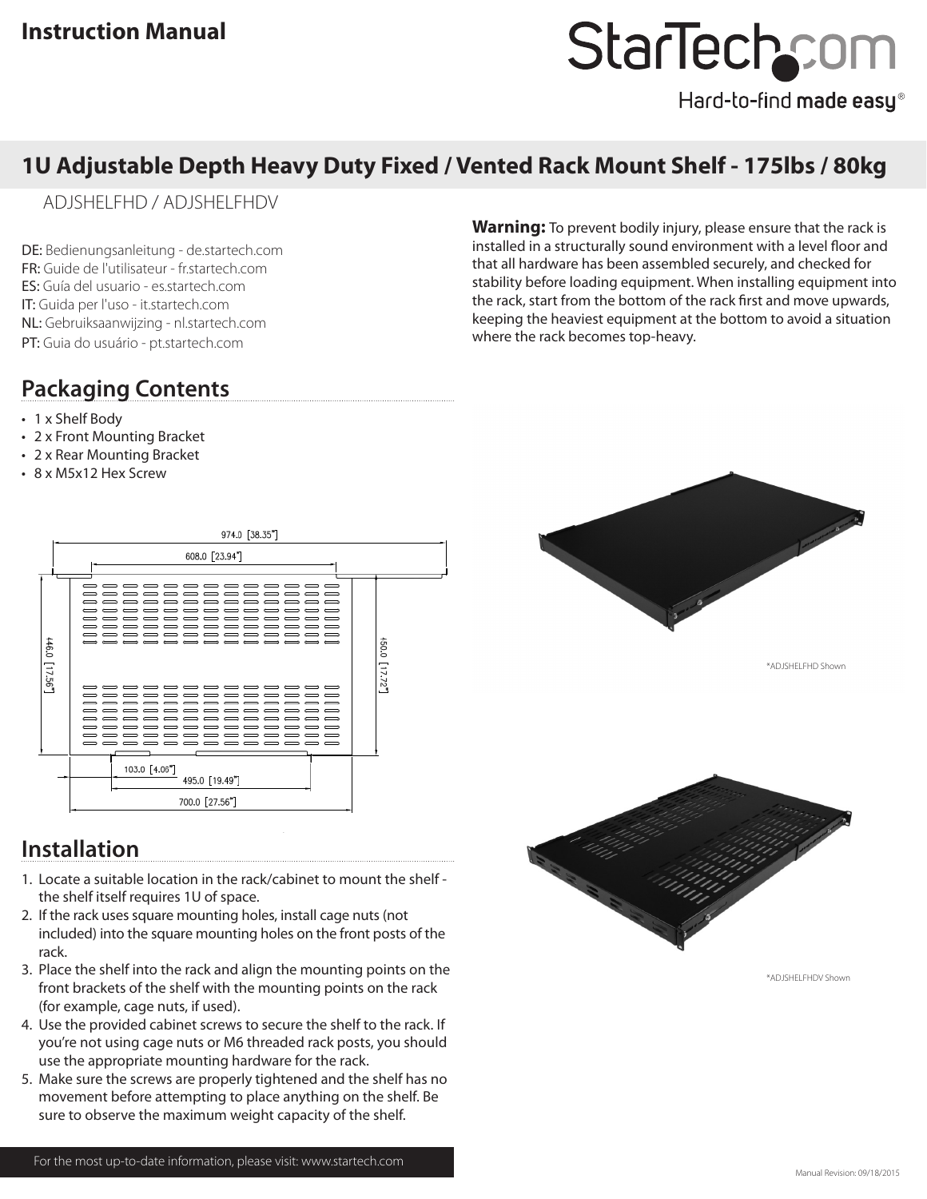# Instruction Manual

StarTech.com

Hard-to-find made easy®

## 1U Adjustable Depth Heavy Duty Fixed / Vented Rack Mount Shelf - 175lbs / 80kg

ADJSHELFHD / ADJSHELFHDV

DE: Bedienungsanleitung - de.startech.com
FR: Guide de l'utilisateur - fr.startech.com
ES: Guía del usuario - es.startech.com
IT: Guida per l'uso - it.startech.com
NL: Gebruiksaanwijzing - nl.startech.com
PT: Guia do usuário - pt.startech.com

**Warning:** To prevent bodily injury, please ensure that the rack is installed in a structurally sound environment with a level floor and that all hardware has been assembled securely, and checked for stability before loading equipment. When installing equipment into the rack, start from the bottom of the rack first and move upwards, keeping the heaviest equipment at the bottom to avoid a situation where the rack becomes top-heavy.

## Packaging Contents

- 1 x Shelf Body
- 2 x Front Mounting Bracket
- 2 x Rear Mounting Bracket
- 8 x M5x12 Hex Screw

974.0 [38.35"]
608.0 [23.94"]
446.0 [17.56"]
450.0 [17.72"]
103.0 [4.06"]
495.0 [19.49"]
700.0 [27.56"]

*ADJSHELFHD Shown

*ADJSHELFHDV Shown

## Installation

1. Locate a suitable location in the rack/cabinet to mount the shelf - the shelf itself requires 1U of space.
2. If the rack uses square mounting holes, install cage nuts (not included) into the square mounting holes on the front posts of the rack.
3. Place the shelf into the rack and align the mounting points on the front brackets of the shelf with the mounting points on the rack (for example, cage nuts, if used).
4. Use the provided cabinet screws to secure the shelf to the rack. If you're not using cage nuts or M6 threaded rack posts, you should use the appropriate mounting hardware for the rack.
5. Make sure the screws are properly tightened and the shelf has no movement before attempting to place anything on the shelf. Be sure to observe the maximum weight capacity of the shelf.

For the most up-to-date information, please visit: www.startech.com

Manual Revision: 09/18/2015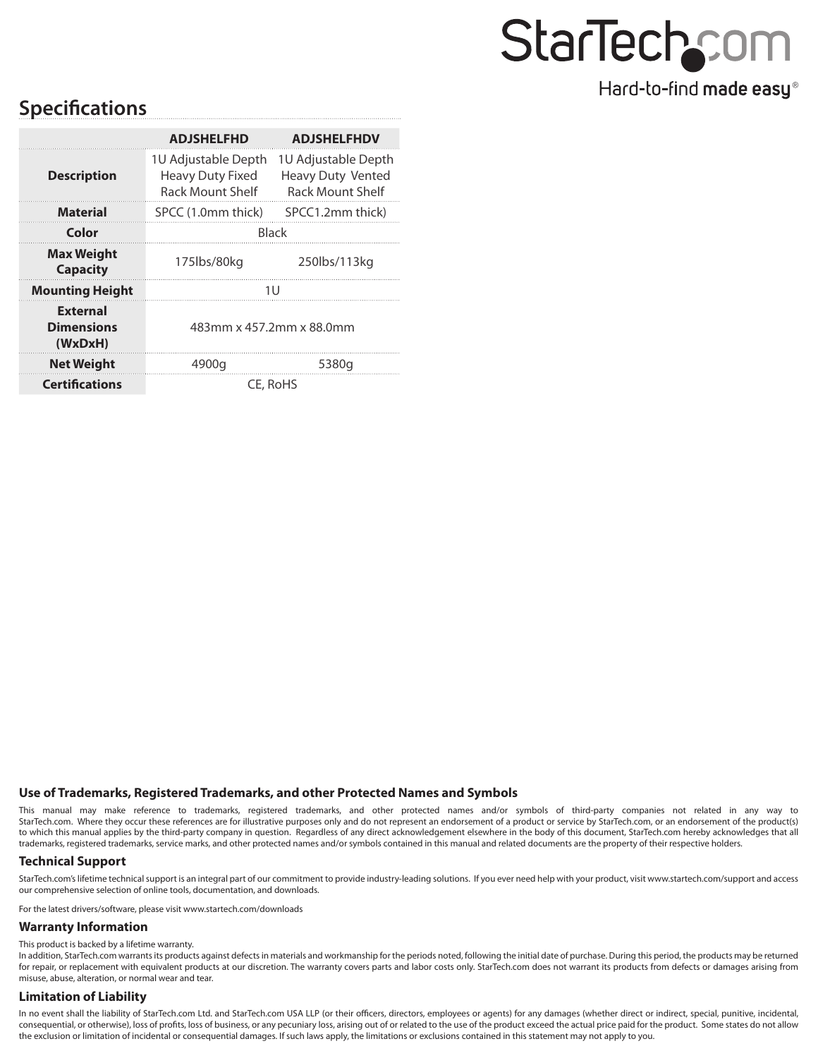## Specifications

| | ADJSHELFHD | ADJSHELFHDV |
|---|---|---|
| **Description** | 1U Adjustable Depth Heavy Duty Fixed Rack Mount Shelf | 1U Adjustable Depth Heavy Duty Vented Rack Mount Shelf |
| **Material** | SPCC (1.0mm thick) | SPCC1.2mm thick) |
| **Color** | Black | |
| **Max Weight Capacity** | 175lbs/80kg | 250lbs/113kg |
| **Mounting Height** | 1U | |
| **External Dimensions (WxDxH)** | 483mm x 457.2mm x 88.0mm | |
| **Net Weight** | 4900g | 5380g |
| **Certifications** | CE, RoHS | |

### Use of Trademarks, Registered Trademarks, and other Protected Names and Symbols

This manual may make reference to trademarks, registered trademarks, and other protected names and/or symbols of third-party companies not related in any way to StarTech.com. Where they occur these references are for illustrative purposes only and do not represent an endorsement of a product or service by StarTech.com, or an endorsement of the product(s) to which this manual applies by the third-party company in question. Regardless of any direct acknowledgement elsewhere in the body of this document, StarTech.com hereby acknowledges that all trademarks, registered trademarks, service marks, and other protected names and/or symbols contained in this manual and related documents are the property of their respective holders.

### Technical Support

StarTech.com's lifetime technical support is an integral part of our commitment to provide industry-leading solutions. If you ever need help with your product, visit www.startech.com/support and access our comprehensive selection of online tools, documentation, and downloads.

For the latest drivers/software, please visit www.startech.com/downloads

### Warranty Information

This product is backed by a lifetime warranty.

In addition, StarTech.com warrants its products against defects in materials and workmanship for the periods noted, following the initial date of purchase. During this period, the products may be returned for repair, or replacement with equivalent products at our discretion. The warranty covers parts and labor costs only. StarTech.com does not warrant its products from defects or damages arising from misuse, abuse, alteration, or normal wear and tear.

### Limitation of Liability

In no event shall the liability of StarTech.com Ltd. and StarTech.com USA LLP (or their officers, directors, employees or agents) for any damages (whether direct or indirect, special, punitive, incidental, consequential, or otherwise), loss of profits, loss of business, or any pecuniary loss, arising out of or related to the use of the product exceed the actual price paid for the product. Some states do not allow the exclusion or limitation of incidental or consequential damages. If such laws apply, the limitations or exclusions contained in this statement may not apply to you.